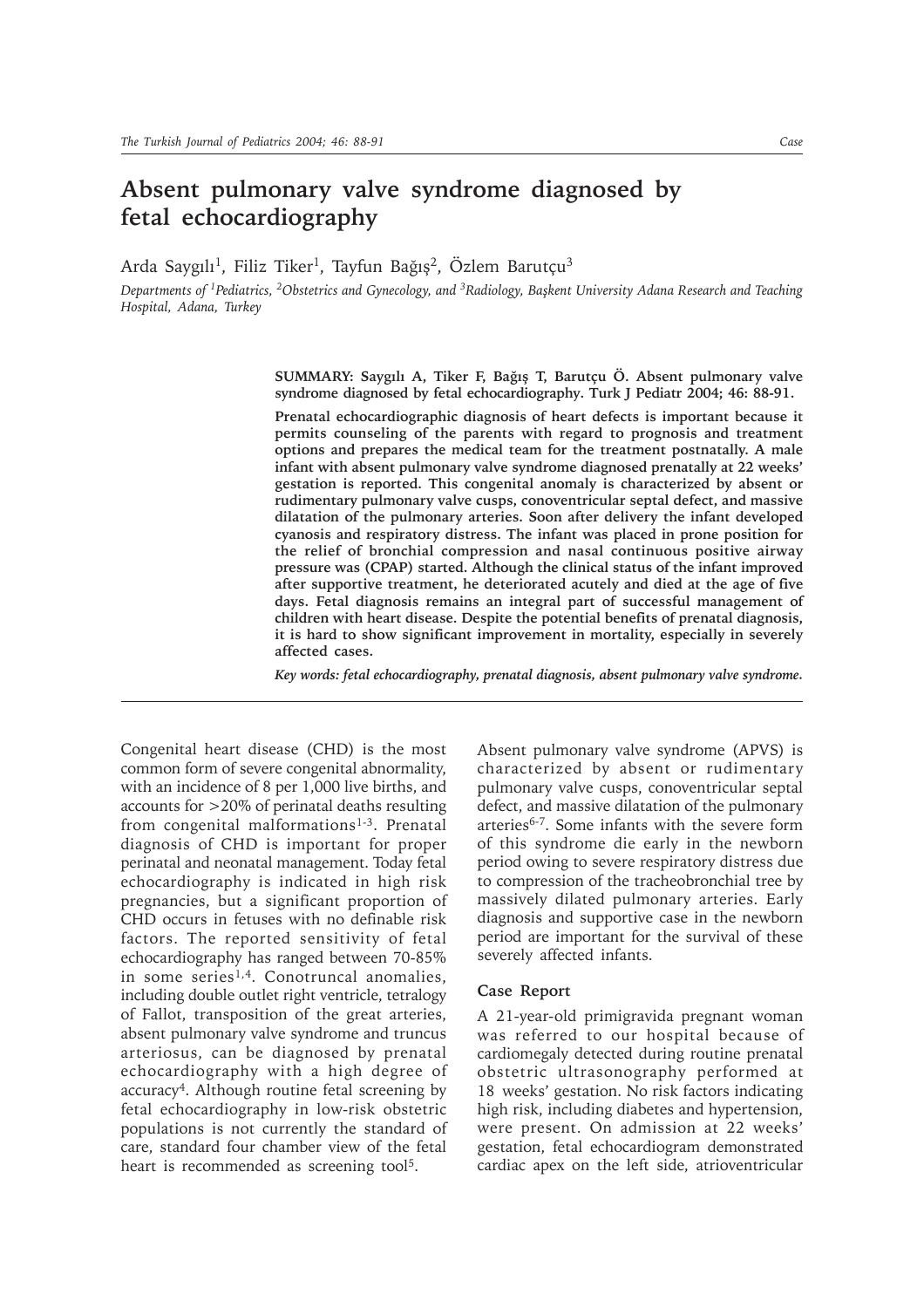# Absent pulmonary valve syndrome diagnosed by fetal echocardiography

Arda Saygılı[1], Filiz Tiker[1], Tayfun Bağış[2], Özlem Barutçu[3]

*Departments of [1]Pediatrics, [2]Obstetrics and Gynecology, and [3]Radiology, Başkent University Adana Research and Teaching Hospital, Adana, Turkey*

**SUMMARY: Saygılı A, Tiker F, Bağış T, Barutçu Ö. Absent pulmonary valve syndrome diagnosed by fetal echocardiography. Turk J Pediatr 2004; 46: 88-91.**

**Prenatal echocardiographic diagnosis of heart defects is important because it permits counseling of the parents with regard to prognosis and treatment options and prepares the medical team for the treatment postnatally. A male infant with absent pulmonary valve syndrome diagnosed prenatally at 22 weeks' gestation is reported. This congenital anomaly is characterized by absent or rudimentary pulmonary valve cusps, conoventricular septal defect, and massive dilatation of the pulmonary arteries. Soon after delivery the infant developed cyanosis and respiratory distress. The infant was placed in prone position for the relief of bronchial compression and nasal continuous positive airway pressure was (CPAP) started. Although the clinical status of the infant improved after supportive treatment, he deteriorated acutely and died at the age of five days. Fetal diagnosis remains an integral part of successful management of children with heart disease. Despite the potential benefits of prenatal diagnosis, it is hard to show significant improvement in mortality, especially in severely affected cases.**

***Key words: fetal echocardiography, prenatal diagnosis, absent pulmonary valve syndrome.***

Congenital heart disease (CHD) is the most common form of severe congenital abnormality, with an incidence of 8 per 1,000 live births, and accounts for >20% of perinatal deaths resulting from congenital malformations[1-3]. Prenatal diagnosis of CHD is important for proper perinatal and neonatal management. Today fetal echocardiography is indicated in high risk pregnancies, but a significant proportion of CHD occurs in fetuses with no definable risk factors. The reported sensitivity of fetal echocardiography has ranged between 70-85% in some series[1,4]. Conotruncal anomalies, including double outlet right ventricle, tetralogy of Fallot, transposition of the great arteries, absent pulmonary valve syndrome and truncus arteriosus, can be diagnosed by prenatal echocardiography with a high degree of accuracy[4]. Although routine fetal screening by fetal echocardiography in low-risk obstetric populations is not currently the standard of care, standard four chamber view of the fetal heart is recommended as screening tool[5].

Absent pulmonary valve syndrome (APVS) is characterized by absent or rudimentary pulmonary valve cusps, conoventricular septal defect, and massive dilatation of the pulmonary arteries[6-7]. Some infants with the severe form of this syndrome die early in the newborn period owing to severe respiratory distress due to compression of the tracheobronchial tree by massively dilated pulmonary arteries. Early diagnosis and supportive case in the newborn period are important for the survival of these severely affected infants.

## Case Report

A 21-year-old primigravida pregnant woman was referred to our hospital because of cardiomegaly detected during routine prenatal obstetric ultrasonography performed at 18 weeks' gestation. No risk factors indicating high risk, including diabetes and hypertension, were present. On admission at 22 weeks' gestation, fetal echocardiogram demonstrated cardiac apex on the left side, atrioventricular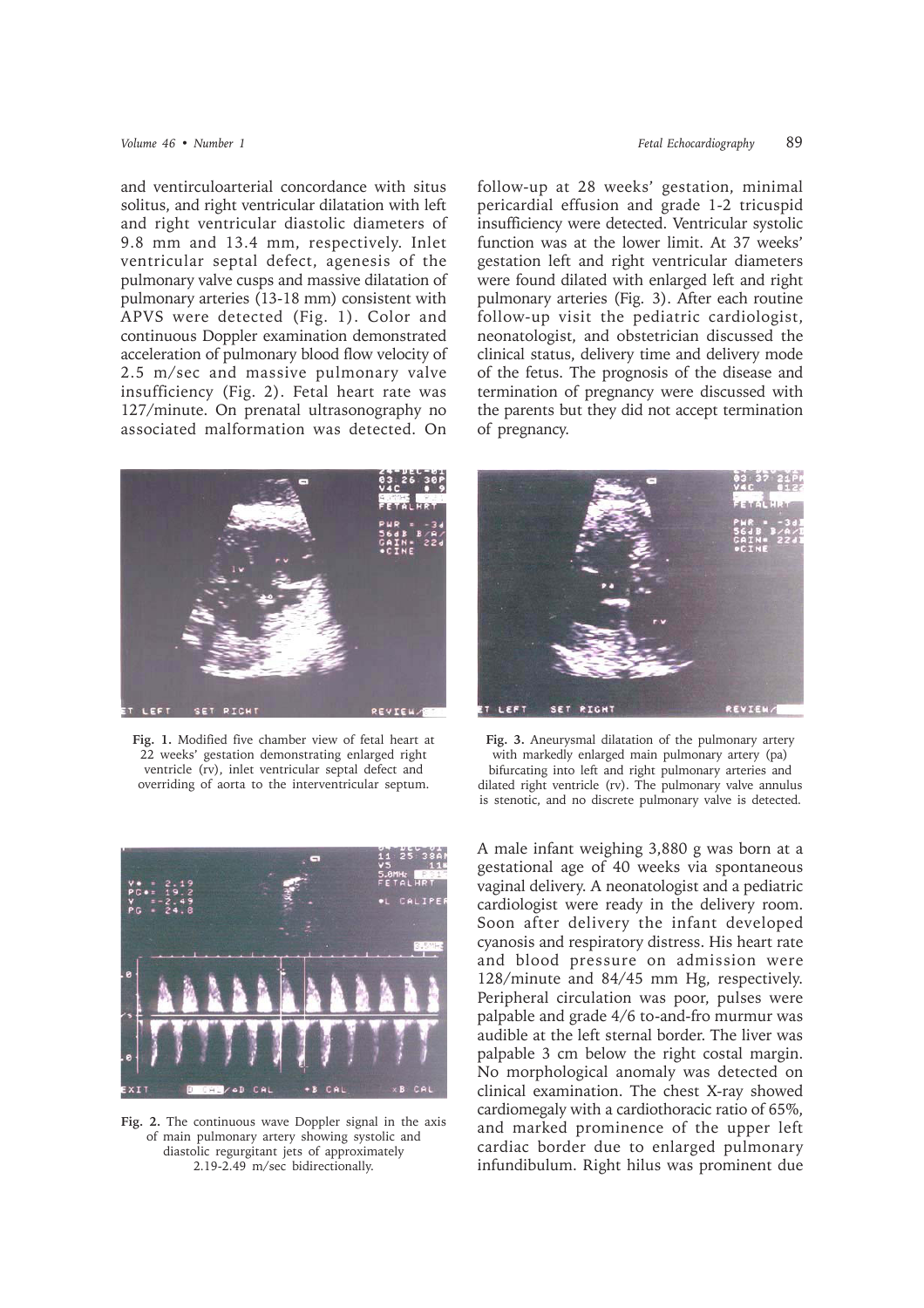and ventirculoarterial concordance with situs solitus, and right ventricular dilatation with left and right ventricular diastolic diameters of 9.8 mm and 13.4 mm, respectively. Inlet ventricular septal defect, agenesis of the pulmonary valve cusps and massive dilatation of pulmonary arteries (13-18 mm) consistent with APVS were detected (Fig. 1). Color and continuous Doppler examination demonstrated acceleration of pulmonary blood flow velocity of 2.5 m/sec and massive pulmonary valve insufficiency (Fig. 2). Fetal heart rate was 127/minute. On prenatal ultrasonography no associated malformation was detected. On follow-up at 28 weeks' gestation, minimal pericardial effusion and grade 1-2 tricuspid insufficiency were detected. Ventricular systolic function was at the lower limit. At 37 weeks' gestation left and right ventricular diameters were found dilated with enlarged left and right pulmonary arteries (Fig. 3). After each routine follow-up visit the pediatric cardiologist, neonatologist, and obstetrician discussed the clinical status, delivery time and delivery mode of the fetus. The prognosis of the disease and termination of pregnancy were discussed with the parents but they did not accept termination of pregnancy.

**Fig. 1.** Modified five chamber view of fetal heart at 22 weeks' gestation demonstrating enlarged right ventricle (rv), inlet ventricular septal defect and overriding of aorta to the interventricular septum.

**Fig. 2.** The continuous wave Doppler signal in the axis of main pulmonary artery showing systolic and diastolic regurgitant jets of approximately 2.19-2.49 m/sec bidirectionally.

**Fig. 3.** Aneurysmal dilatation of the pulmonary artery with markedly enlarged main pulmonary artery (pa) bifurcating into left and right pulmonary arteries and dilated right ventricle (rv). The pulmonary valve annulus is stenotic, and no discrete pulmonary valve is detected.

A male infant weighing 3,880 g was born at a gestational age of 40 weeks via spontaneous vaginal delivery. A neonatologist and a pediatric cardiologist were ready in the delivery room. Soon after delivery the infant developed cyanosis and respiratory distress. His heart rate and blood pressure on admission were 128/minute and 84/45 mm Hg, respectively. Peripheral circulation was poor, pulses were palpable and grade 4/6 to-and-fro murmur was audible at the left sternal border. The liver was palpable 3 cm below the right costal margin. No morphological anomaly was detected on clinical examination. The chest X-ray showed cardiomegaly with a cardiothoracic ratio of 65%, and marked prominence of the upper left cardiac border due to enlarged pulmonary infundibulum. Right hilus was prominent due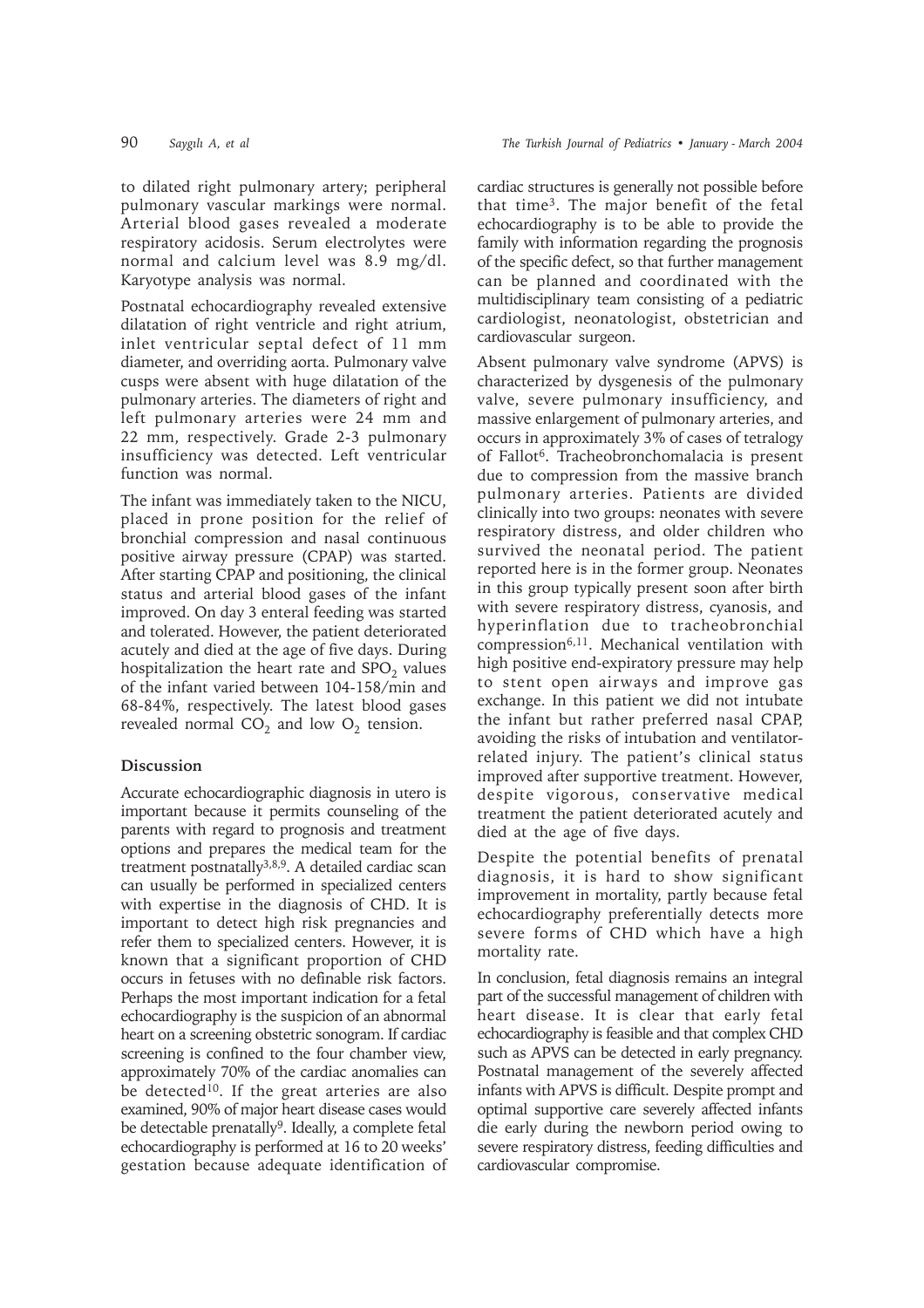to dilated right pulmonary artery; peripheral pulmonary vascular markings were normal. Arterial blood gases revealed a moderate respiratory acidosis. Serum electrolytes were normal and calcium level was 8.9 mg/dl. Karyotype analysis was normal.

Postnatal echocardiography revealed extensive dilatation of right ventricle and right atrium, inlet ventricular septal defect of 11 mm diameter, and overriding aorta. Pulmonary valve cusps were absent with huge dilatation of the pulmonary arteries. The diameters of right and left pulmonary arteries were 24 mm and 22 mm, respectively. Grade 2-3 pulmonary insufficiency was detected. Left ventricular function was normal.

The infant was immediately taken to the NICU, placed in prone position for the relief of bronchial compression and nasal continuous positive airway pressure (CPAP) was started. After starting CPAP and positioning, the clinical status and arterial blood gases of the infant improved. On day 3 enteral feeding was started and tolerated. However, the patient deteriorated acutely and died at the age of five days. During hospitalization the heart rate and $SPO_2$ values of the infant varied between 104-158/min and 68-84%, respectively. The latest blood gases revealed normal $CO_2$ and low $O_2$ tension.

## Discussion

Accurate echocardiographic diagnosis in utero is important because it permits counseling of the parents with regard to prognosis and treatment options and prepares the medical team for the treatment postnatally[3,8,9]. A detailed cardiac scan can usually be performed in specialized centers with expertise in the diagnosis of CHD. It is important to detect high risk pregnancies and refer them to specialized centers. However, it is known that a significant proportion of CHD occurs in fetuses with no definable risk factors. Perhaps the most important indication for a fetal echocardiography is the suspicion of an abnormal heart on a screening obstetric sonogram. If cardiac screening is confined to the four chamber view, approximately 70% of the cardiac anomalies can be detected[10]. If the great arteries are also examined, 90% of major heart disease cases would be detectable prenatally[9]. Ideally, a complete fetal echocardiography is performed at 16 to 20 weeks' gestation because adequate identification of cardiac structures is generally not possible before that time[3]. The major benefit of the fetal echocardiography is to be able to provide the family with information regarding the prognosis of the specific defect, so that further management can be planned and coordinated with the multidisciplinary team consisting of a pediatric cardiologist, neonatologist, obstetrician and cardiovascular surgeon.

Absent pulmonary valve syndrome (APVS) is characterized by dysgenesis of the pulmonary valve, severe pulmonary insufficiency, and massive enlargement of pulmonary arteries, and occurs in approximately 3% of cases of tetralogy of Fallot[6]. Tracheobronchomalacia is present due to compression from the massive branch pulmonary arteries. Patients are divided clinically into two groups: neonates with severe respiratory distress, and older children who survived the neonatal period. The patient reported here is in the former group. Neonates in this group typically present soon after birth with severe respiratory distress, cyanosis, and hyperinflation due to tracheobronchial compression[6,11]. Mechanical ventilation with high positive end-expiratory pressure may help to stent open airways and improve gas exchange. In this patient we did not intubate the infant but rather preferred nasal CPAP, avoiding the risks of intubation and ventilator-related injury. The patient's clinical status improved after supportive treatment. However, despite vigorous, conservative medical treatment the patient deteriorated acutely and died at the age of five days.

Despite the potential benefits of prenatal diagnosis, it is hard to show significant improvement in mortality, partly because fetal echocardiography preferentially detects more severe forms of CHD which have a high mortality rate.

In conclusion, fetal diagnosis remains an integral part of the successful management of children with heart disease. It is clear that early fetal echocardiography is feasible and that complex CHD such as APVS can be detected in early pregnancy. Postnatal management of the severely affected infants with APVS is difficult. Despite prompt and optimal supportive care severely affected infants die early during the newborn period owing to severe respiratory distress, feeding difficulties and cardiovascular compromise.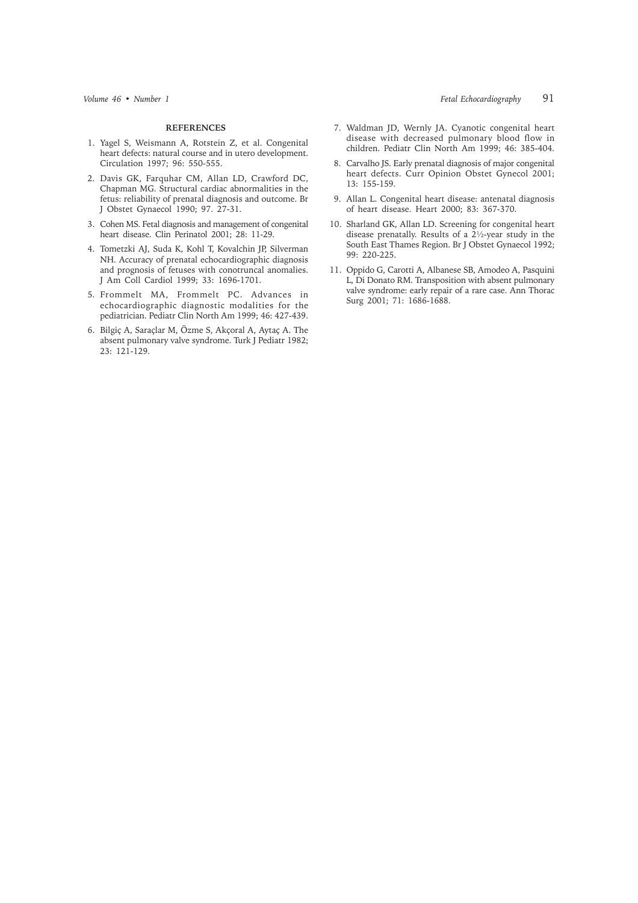## REFERENCES

1. Yagel S, Weismann A, Rotstein Z, et al. Congenital heart defects: natural course and in utero development. Circulation 1997; 96: 550-555.
2. Davis GK, Farquhar CM, Allan LD, Crawford DC, Chapman MG. Structural cardiac abnormalities in the fetus: reliability of prenatal diagnosis and outcome. Br J Obstet Gynaecol 1990; 97. 27-31.
3. Cohen MS. Fetal diagnosis and management of congenital heart disease. Clin Perinatol 2001; 28: 11-29.
4. Tometzki AJ, Suda K, Kohl T, Kovalchin JP, Silverman NH. Accuracy of prenatal echocardiographic diagnosis and prognosis of fetuses with conotruncal anomalies. J Am Coll Cardiol 1999; 33: 1696-1701.
5. Frommelt MA, Frommelt PC. Advances in echocardiographic diagnostic modalities for the pediatrician. Pediatr Clin North Am 1999; 46: 427-439.
6. Bilgiç A, Saraçlar M, Özme S, Akçoral A, Aytaç A. The absent pulmonary valve syndrome. Turk J Pediatr 1982; 23: 121-129.
7. Waldman JD, Wernly JA. Cyanotic congenital heart disease with decreased pulmonary blood flow in children. Pediatr Clin North Am 1999; 46: 385-404.
8. Carvalho JS. Early prenatal diagnosis of major congenital heart defects. Curr Opinion Obstet Gynecol 2001; 13: 155-159.
9. Allan L. Congenital heart disease: antenatal diagnosis of heart disease. Heart 2000; 83: 367-370.
10. Sharland GK, Allan LD. Screening for congenital heart disease prenatally. Results of a 2½-year study in the South East Thames Region. Br J Obstet Gynaecol 1992; 99: 220-225.
11. Oppido G, Carotti A, Albanese SB, Amodeo A, Pasquini L, Di Donato RM. Transposition with absent pulmonary valve syndrome: early repair of a rare case. Ann Thorac Surg 2001; 71: 1686-1688.